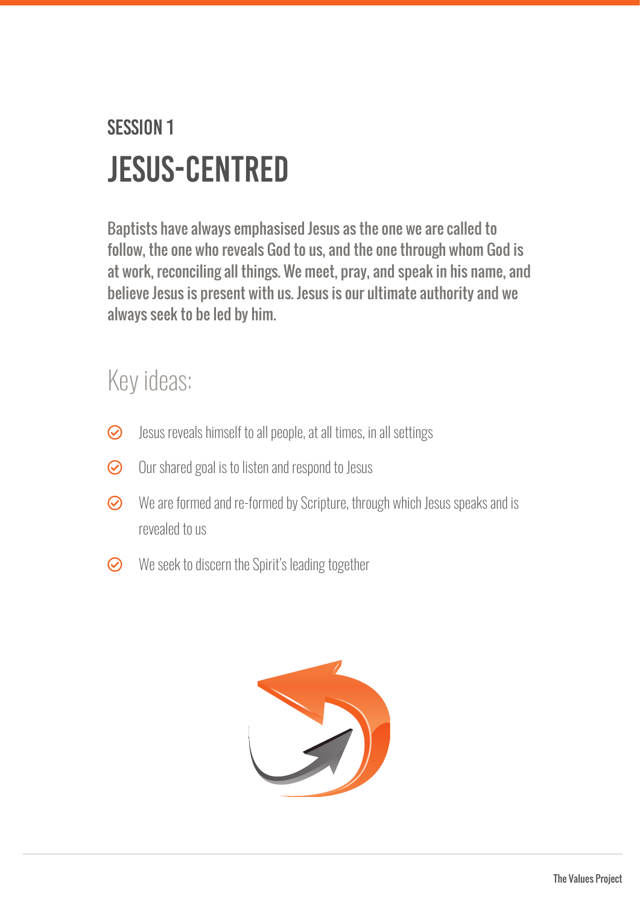## SESSION 1

# JESUS-CENTRED

**Baptists have always emphasised Jesus as the one we are called to follow, the one who reveals God to us, and the one through whom God is at work, reconciling all things. We meet, pray, and speak in his name, and believe Jesus is present with us. Jesus is our ultimate authority and we always seek to be led by him.**

## Key ideas:

- Jesus reveals himself to all people, at all times, in all settings
- Our shared goal is to listen and respond to Jesus
- We are formed and re-formed by Scripture, through which Jesus speaks and is revealed to us
- We seek to discern the Spirit's leading together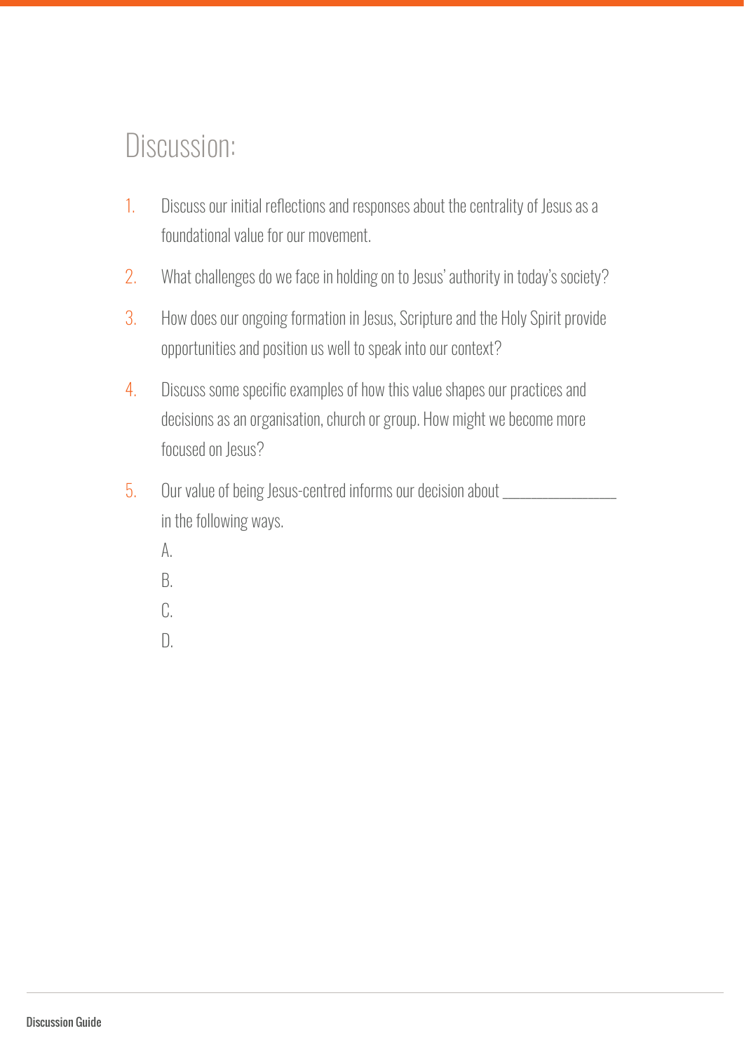# Discussion:

1. Discuss our initial reflections and responses about the centrality of Jesus as a foundational value for our movement.
2. What challenges do we face in holding on to Jesus' authority in today's society?
3. How does our ongoing formation in Jesus, Scripture and the Holy Spirit provide opportunities and position us well to speak into our context?
4. Discuss some specific examples of how this value shapes our practices and decisions as an organisation, church or group. How might we become more focused on Jesus?
5. Our value of being Jesus-centred informs our decision about _______________ in the following ways.

   A.

   B.

   C.

   D.